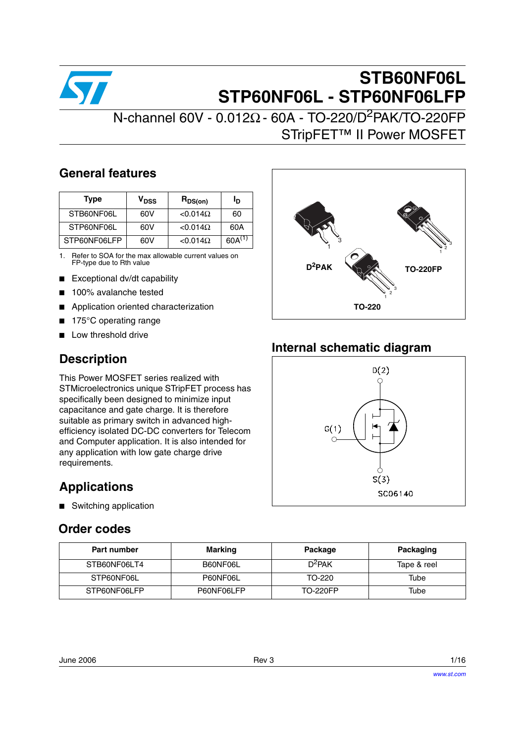# STB60NF06L
# STP60NF06L - STP60NF06LFP

N-channel 60V - 0.012Ω - 60A - TO-220/$D^2$PAK/TO-220FP
STripFET™ II Power MOSFET

## General features

| Type | $V_{DSS}$ | $R_{DS(on)}$ | $I_D$ |
|---|---|---|---|
| STB60NF06L | 60V | <0.014Ω | 60 |
| STP60NF06L | 60V | <0.014Ω | 60A |
| STP60NF06LFP | 60V | <0.014Ω | 60A(1) |

1. Refer to SOA for the max allowable current values on FP-type due to Rth value

- Exceptional dv/dt capability
- 100% avalanche tested
- Application oriented characterization
- 175°C operating range
- Low threshold drive

$D^2$PAK TO-220FP TO-220

## Description

This Power MOSFET series realized with STMicroelectronics unique STripFET process has specifically been designed to minimize input capacitance and gate charge. It is therefore suitable as primary switch in advanced high-efficiency isolated DC-DC converters for Telecom and Computer application. It is also intended for any application with low gate charge drive requirements.

## Internal schematic diagram

D(2)
G(1)
S(3)
SC06140

## Applications

- Switching application

## Order codes

| Part number | Marking | Package | Packaging |
|---|---|---|---|
| STB60NF06LT4 | B60NF06L | $D^2$PAK | Tape & reel |
| STP60NF06L | P60NF06L | TO-220 | Tube |
| STP60NF06LFP | P60NF06LFP | TO-220FP | Tube |

June 2006 Rev 3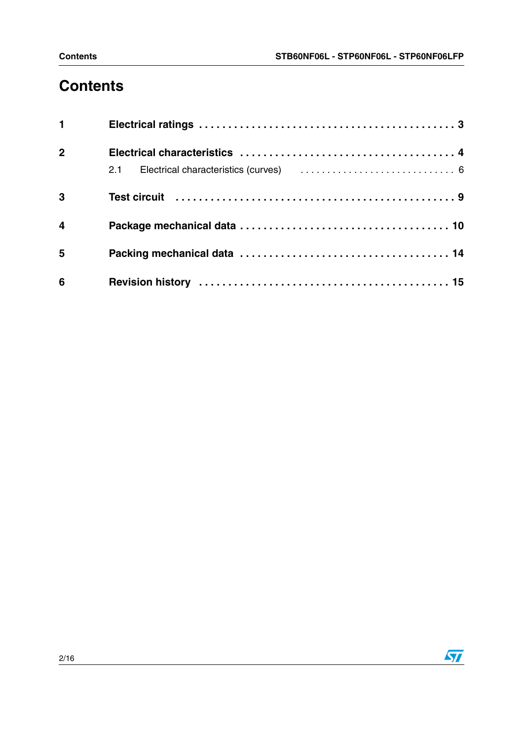# Contents

| | | |
|---|---|---|
| **1** | **Electrical ratings** | **3** |
| **2** | **Electrical characteristics** | **4** |
| | 2.1 Electrical characteristics (curves) | 6 |
| **3** | **Test circuit** | **9** |
| **4** | **Package mechanical data** | **10** |
| **5** | **Packing mechanical data** | **14** |
| **6** | **Revision history** | **15** |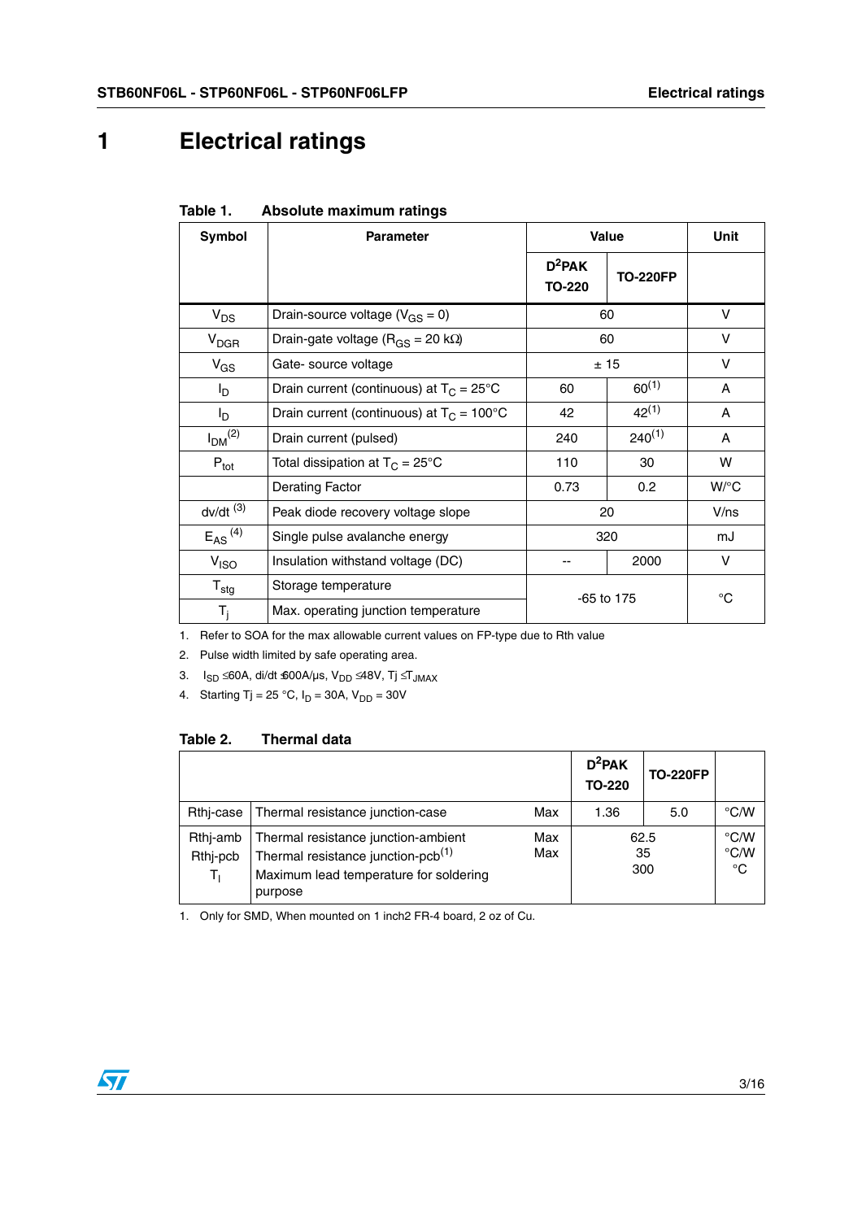# 1 Electrical ratings

**Table 1. Absolute maximum ratings**

| Symbol | Parameter | Value | | Unit |
|---|---|---|---|---|
| | | $D^2PAK$ TO-220 | TO-220FP | |
| $V_{DS}$ | Drain-source voltage ($V_{GS}$ = 0) | 60 | | V |
| $V_{DGR}$ | Drain-gate voltage ($R_{GS}$ = 20 kΩ) | 60 | | V |
| $V_{GS}$ | Gate- source voltage | ± 15 | | V |
| $I_D$ | Drain current (continuous) at $T_C$ = 25°C | 60 | 60 [1] | A |
| $I_D$ | Drain current (continuous) at $T_C$ = 100°C | 42 | 42 [1] | A |
| $I_{DM}$ [2] | Drain current (pulsed) | 240 | 240 [1] | A |
| $P_{tot}$ | Total dissipation at $T_C$ = 25°C | 110 | 30 | W |
| | Derating Factor | 0.73 | 0.2 | W/°C |
| dv/dt [3] | Peak diode recovery voltage slope | 20 | | V/ns |
| $E_{AS}$ [4] | Single pulse avalanche energy | 320 | | mJ |
| $V_{ISO}$ | Insulation withstand voltage (DC) | -- | 2000 | V |
| $T_{stg}$ | Storage temperature | -65 to 175 | | °C |
| $T_j$ | Max. operating junction temperature | | | |

1. Refer to SOA for the max allowable current values on FP-type due to Rth value
2. Pulse width limited by safe operating area.
3. $I_{SD} \leq 60A$, di/dt ≤600A/µs, $V_{DD} \leq 48V$, $Tj \leq T_{JMAX}$
4. Starting Tj = 25 °C, $I_D$ = 30A, $V_{DD}$ = 30V

**Table 2. Thermal data**

| | | | $D^2PAK$ TO-220 | TO-220FP | |
|---|---|---|---|---|---|
| Rthj-case | Thermal resistance junction-case | Max | 1.36 | 5.0 | °C/W |
| Rthj-amb | Thermal resistance junction-ambient | Max | 62.5 | | °C/W |
| Rthj-pcb | Thermal resistance junction-pcb [1] | Max | 35 | | °C/W |
| $T_l$ | Maximum lead temperature for soldering purpose | | 300 | | °C |

1. Only for SMD, When mounted on 1 inch2 FR-4 board, 2 oz of Cu.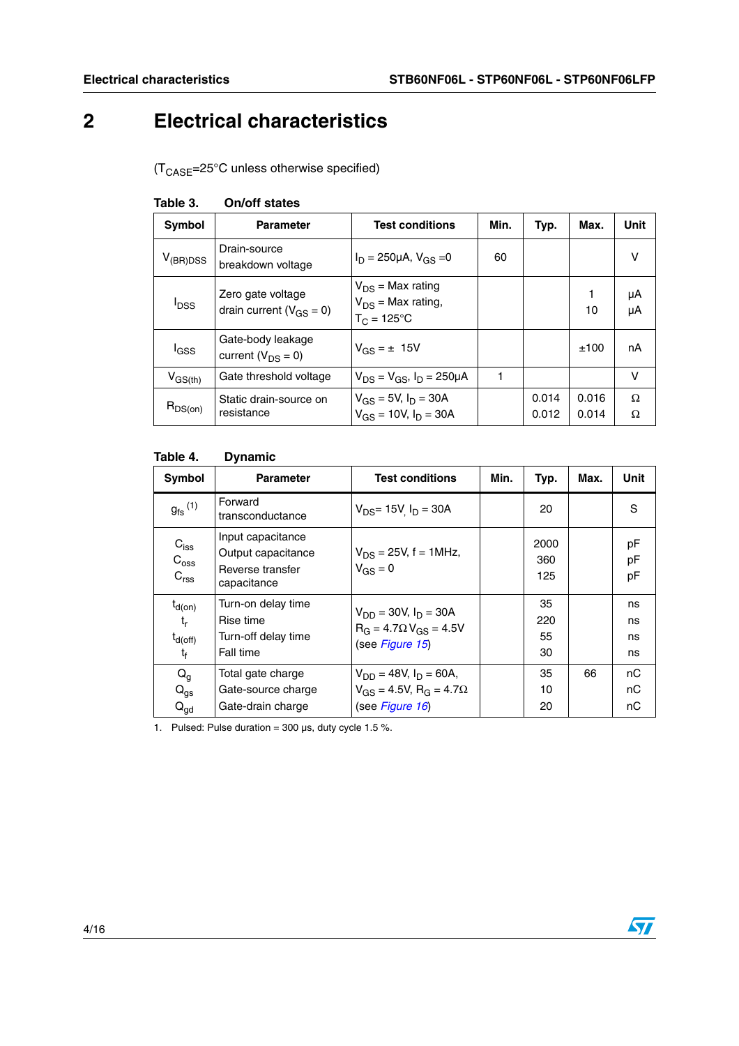# 2 Electrical characteristics

($T_{CASE}$=25°C unless otherwise specified)

**Table 3. On/off states**

| Symbol | Parameter | Test conditions | Min. | Typ. | Max. | Unit |
|---|---|---|---|---|---|---|
| $V_{(BR)DSS}$ | Drain-source breakdown voltage | $I_D$ = 250µA, $V_{GS}$ =0 | 60 | | | V |
| $I_{DSS}$ | Zero gate voltage drain current ($V_{GS}$ = 0) | $V_{DS}$ = Max rating<br>$V_{DS}$ = Max rating, $T_C$ = 125°C | | | 1<br>10 | µA<br>µA |
| $I_{GSS}$ | Gate-body leakage current ($V_{DS}$ = 0) | $V_{GS}$ = ± 15V | | | ±100 | nA |
| $V_{GS(th)}$ | Gate threshold voltage | $V_{DS}$ = $V_{GS}$, $I_D$ = 250µA | 1 | | | V |
| $R_{DS(on)}$ | Static drain-source on resistance | $V_{GS}$ = 5V, $I_D$ = 30A<br>$V_{GS}$ = 10V, $I_D$ = 30A | | 0.014<br>0.012 | 0.016<br>0.014 | Ω<br>Ω |

**Table 4. Dynamic**

| Symbol | Parameter | Test conditions | Min. | Typ. | Max. | Unit |
|---|---|---|---|---|---|---|
| $g_{fs}$ (1) | Forward transconductance | $V_{DS}$= 15V, $I_D$ = 30A | | 20 | | S |
| $C_{iss}$<br>$C_{oss}$<br>$C_{rss}$ | Input capacitance<br>Output capacitance<br>Reverse transfer capacitance | $V_{DS}$ = 25V, f = 1MHz, $V_{GS}$ = 0 | | 2000<br>360<br>125 | | pF<br>pF<br>pF |
| $t_{d(on)}$<br>$t_r$<br>$t_{d(off)}$<br>$t_f$ | Turn-on delay time<br>Rise time<br>Turn-off delay time<br>Fall time | $V_{DD}$ = 30V, $I_D$ = 30A<br>$R_G$ = 4.7Ω $V_{GS}$ = 4.5V<br>(see *Figure 15*) | | 35<br>220<br>55<br>30 | | ns<br>ns<br>ns<br>ns |
| $Q_g$<br>$Q_{gs}$<br>$Q_{gd}$ | Total gate charge<br>Gate-source charge<br>Gate-drain charge | $V_{DD}$ = 48V, $I_D$ = 60A,<br>$V_{GS}$ = 4.5V, $R_G$ = 4.7Ω<br>(see *Figure 16*) | | 35<br>10<br>20 | 66 | nC<br>nC<br>nC |

1. Pulsed: Pulse duration = 300 µs, duty cycle 1.5 %.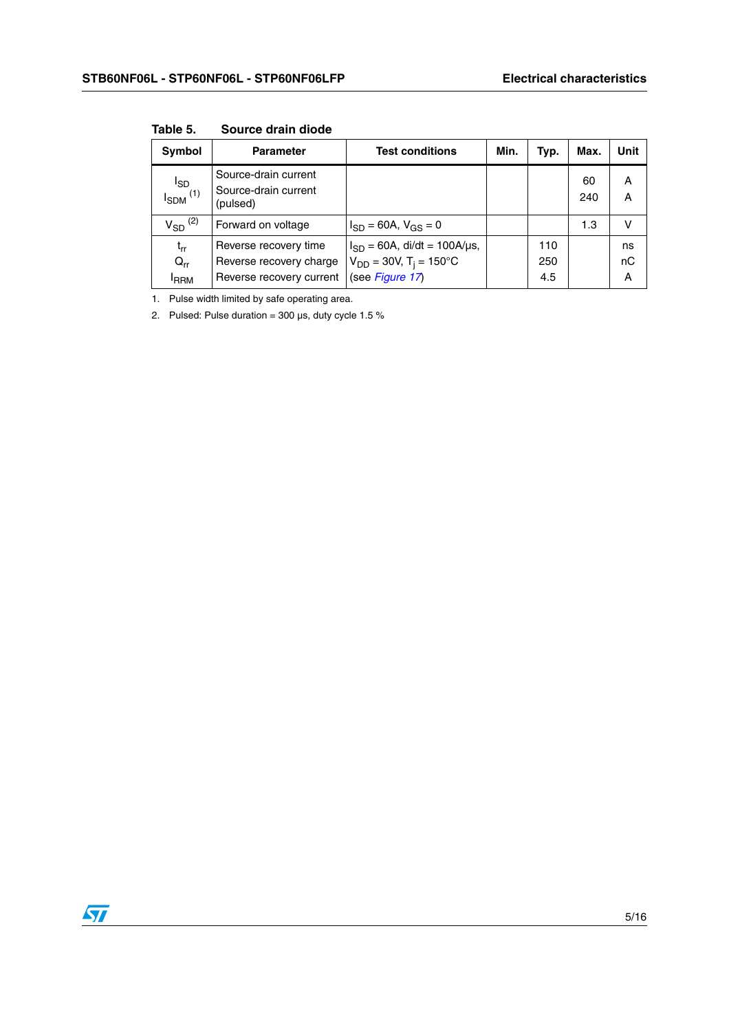**Table 5. Source drain diode**

| Symbol | Parameter | Test conditions | Min. | Typ. | Max. | Unit |
|---|---|---|---|---|---|---|
| $I_{SD}$ <br> $I_{SDM}$ [(1)] | Source-drain current <br> Source-drain current (pulsed) | | | | 60 <br> 240 | A <br> A |
| $V_{SD}$ [(2)] | Forward on voltage | $I_{SD}$ = 60A, $V_{GS}$ = 0 | | | 1.3 | V |
| $t_{rr}$ <br> $Q_{rr}$ <br> $I_{RRM}$ | Reverse recovery time <br> Reverse recovery charge <br> Reverse recovery current | $I_{SD}$ = 60A, di/dt = 100A/µs, <br> $V_{DD}$ = 30V, $T_j$ = 150°C <br> (see *Figure 17*) | | 110 <br> 250 <br> 4.5 | | ns <br> nC <br> A |

1. Pulse width limited by safe operating area.
2. Pulsed: Pulse duration = 300 µs, duty cycle 1.5 %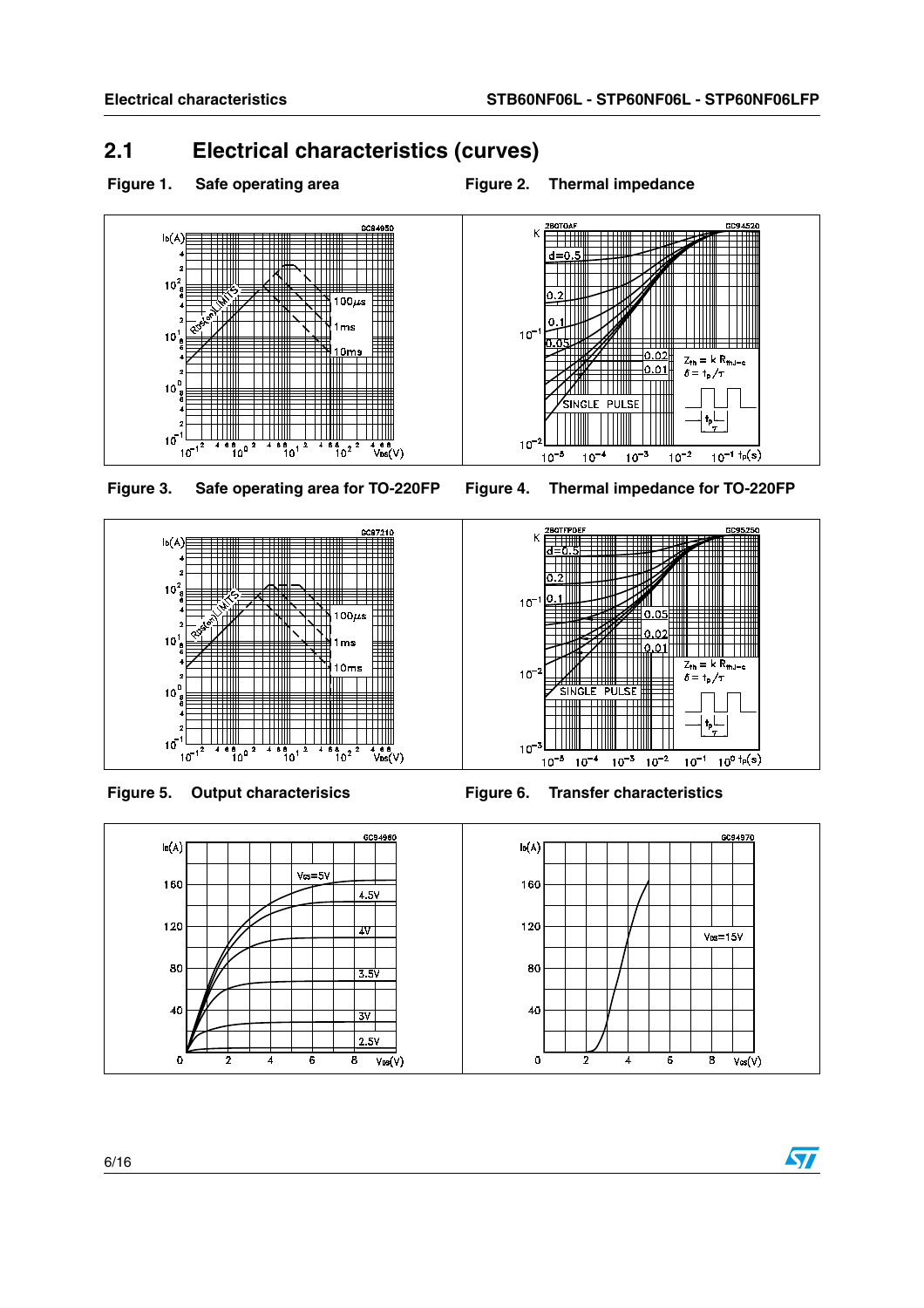## 2.1 Electrical characteristics (curves)

**Figure 1. Safe operating area**

**Figure 2. Thermal impedance**

**Figure 3. Safe operating area for TO-220FP**

**Figure 4. Thermal impedance for TO-220FP**

**Figure 5. Output characteristics**

**Figure 6. Transfer characteristics**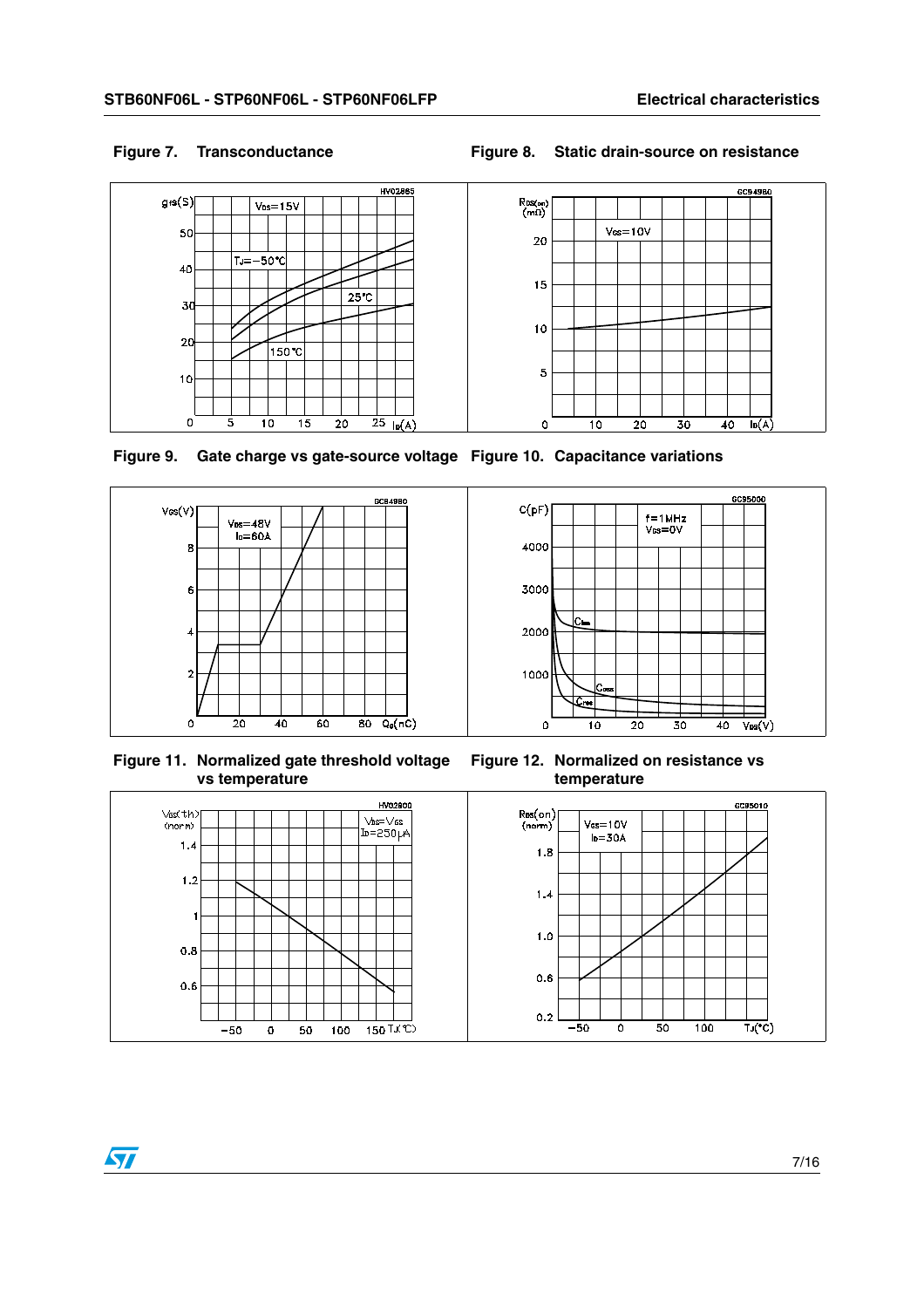**Figure 7. Transconductance**

**Figure 8. Static drain-source on resistance**

**Figure 9. Gate charge vs gate-source voltage**

**Figure 10. Capacitance variations**

**Figure 11. Normalized gate threshold voltage vs temperature**

**Figure 12. Normalized on resistance vs temperature**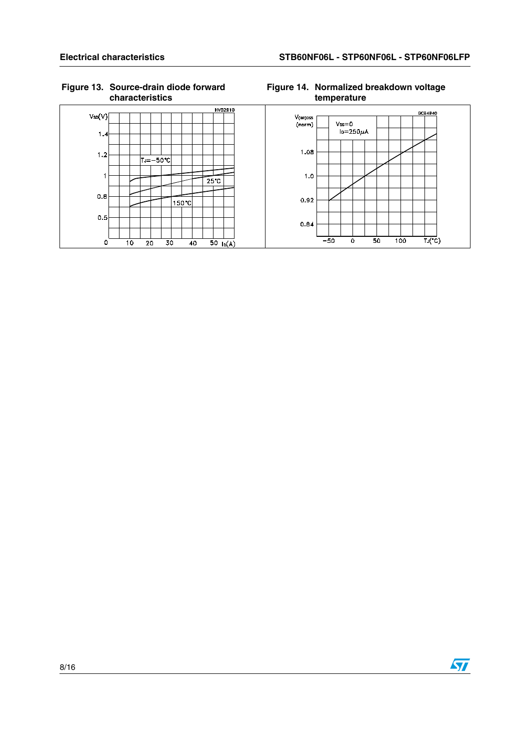**Figure 13. Source-drain diode forward characteristics**

**Figure 14. Normalized breakdown voltage temperature**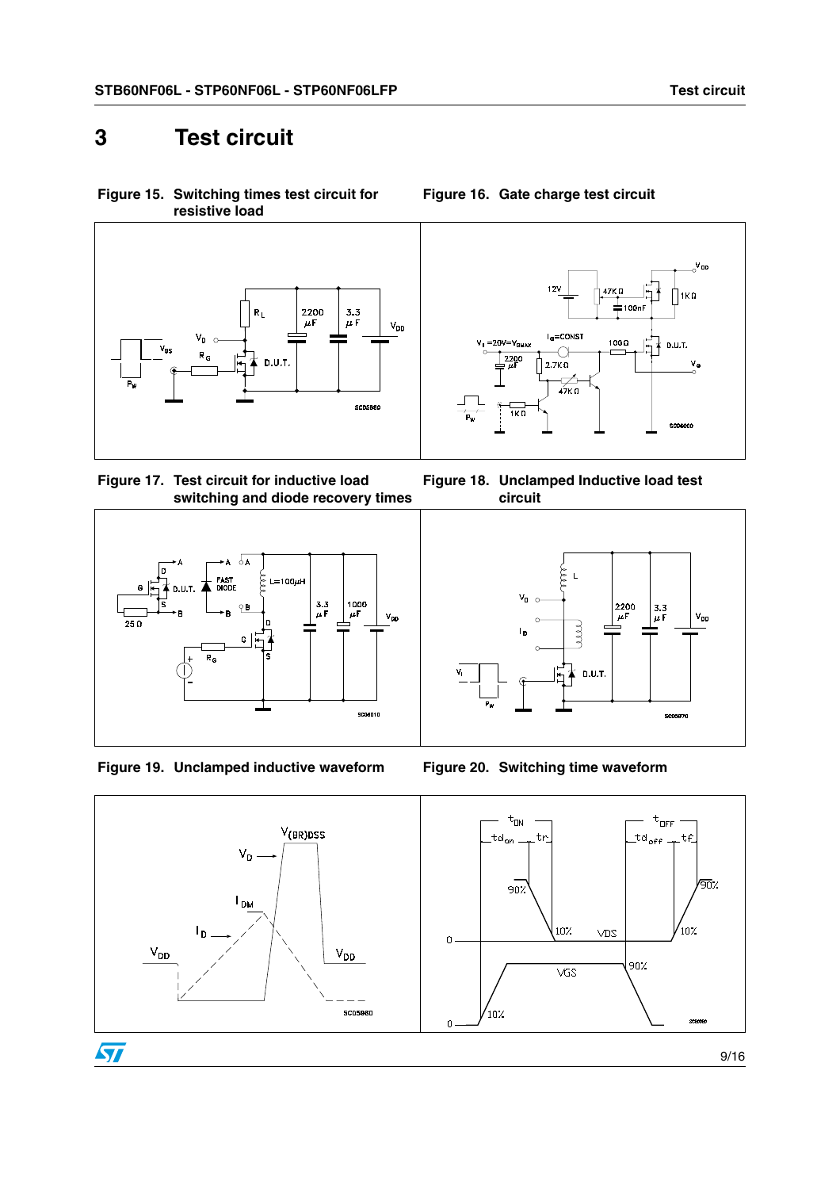# 3 Test circuit

**Figure 15. Switching times test circuit for resistive load**

**Figure 16. Gate charge test circuit**

**Figure 17. Test circuit for inductive load switching and diode recovery times**

**Figure 18. Unclamped Inductive load test circuit**

**Figure 19. Unclamped inductive waveform**

**Figure 20. Switching time waveform**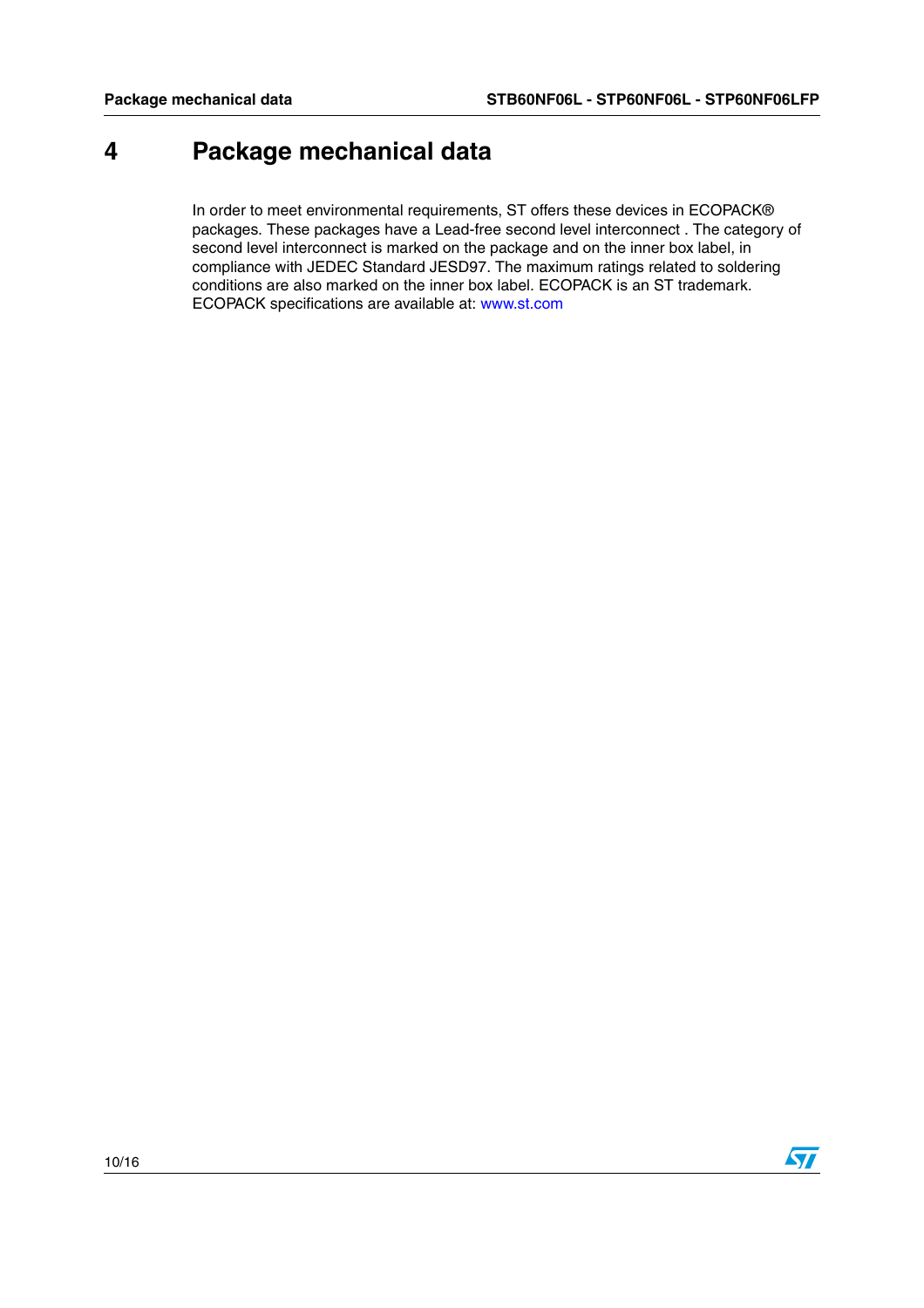# 4 Package mechanical data

In order to meet environmental requirements, ST offers these devices in ECOPACK® packages. These packages have a Lead-free second level interconnect . The category of second level interconnect is marked on the package and on the inner box label, in compliance with JEDEC Standard JESD97. The maximum ratings related to soldering conditions are also marked on the inner box label. ECOPACK is an ST trademark. ECOPACK specifications are available at: www.st.com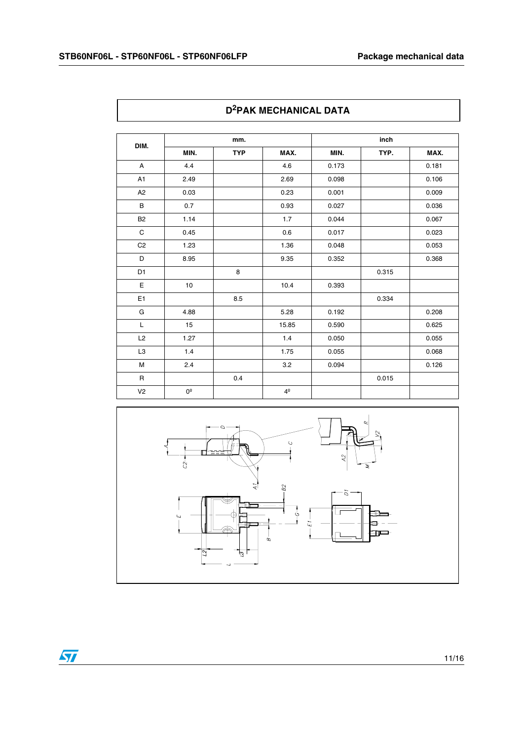## $D^2$PAK MECHANICAL DATA

| DIM. | mm. | | | inch | | |
|---|---|---|---|---|---|---|
| | MIN. | TYP | MAX. | MIN. | TYP. | MAX. |
| A | 4.4 | | 4.6 | 0.173 | | 0.181 |
| A1 | 2.49 | | 2.69 | 0.098 | | 0.106 |
| A2 | 0.03 | | 0.23 | 0.001 | | 0.009 |
| B | 0.7 | | 0.93 | 0.027 | | 0.036 |
| B2 | 1.14 | | 1.7 | 0.044 | | 0.067 |
| C | 0.45 | | 0.6 | 0.017 | | 0.023 |
| C2 | 1.23 | | 1.36 | 0.048 | | 0.053 |
| D | 8.95 | | 9.35 | 0.352 | | 0.368 |
| D1 | | 8 | | | 0.315 | |
| E | 10 | | 10.4 | 0.393 | | |
| E1 | | 8.5 | | | 0.334 | |
| G | 4.88 | | 5.28 | 0.192 | | 0.208 |
| L | 15 | | 15.85 | 0.590 | | 0.625 |
| L2 | 1.27 | | 1.4 | 0.050 | | 0.055 |
| L3 | 1.4 | | 1.75 | 0.055 | | 0.068 |
| M | 2.4 | | 3.2 | 0.094 | | 0.126 |
| R | | 0.4 | | | 0.015 | |
| V2 | 0º | | 4º | | | |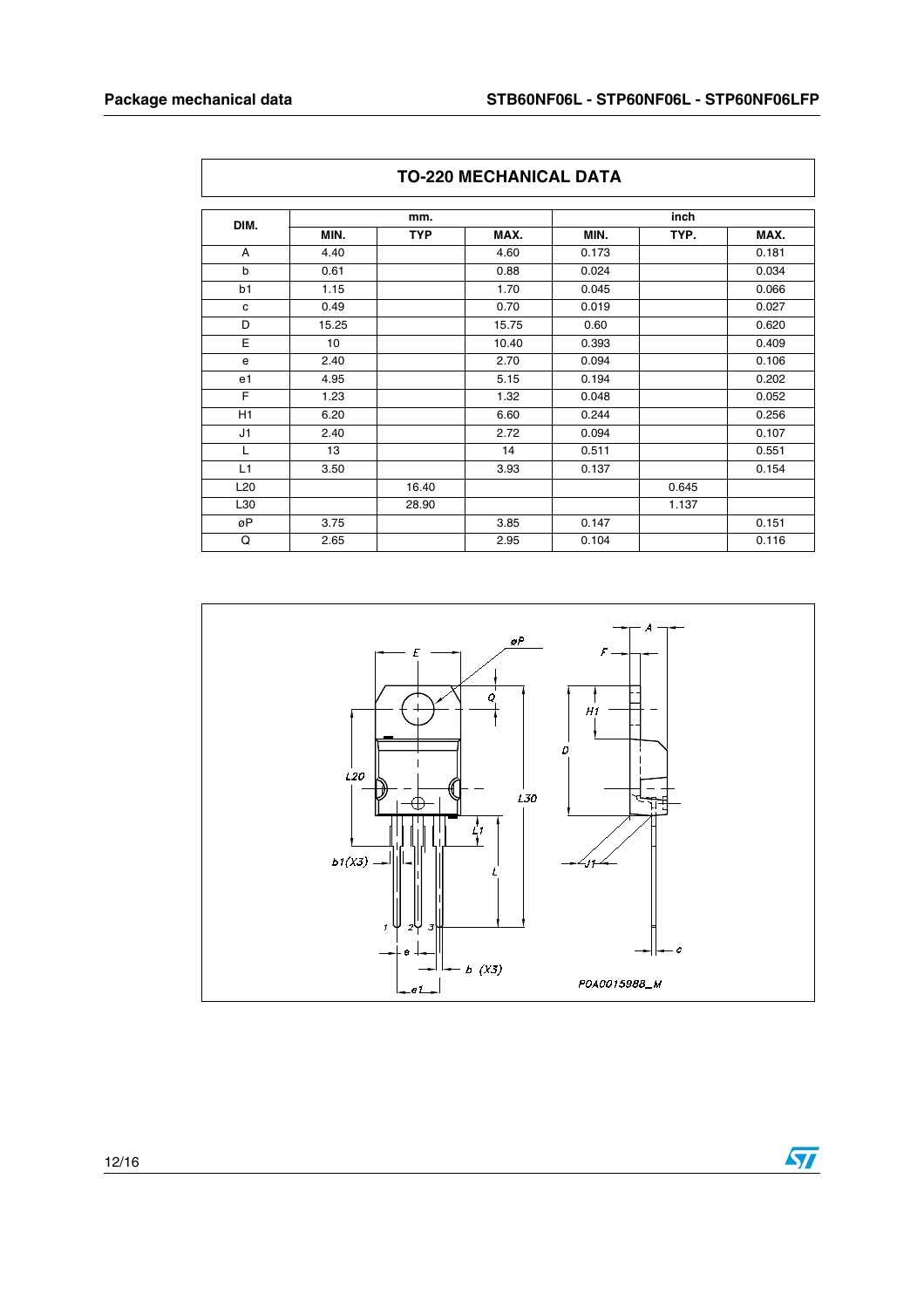## TO-220 MECHANICAL DATA

| DIM. | mm. | | | inch | | |
|---|---|---|---|---|---|---|
| | MIN. | TYP | MAX. | MIN. | TYP. | MAX. |
| A | 4.40 | | 4.60 | 0.173 | | 0.181 |
| b | 0.61 | | 0.88 | 0.024 | | 0.034 |
| b1 | 1.15 | | 1.70 | 0.045 | | 0.066 |
| c | 0.49 | | 0.70 | 0.019 | | 0.027 |
| D | 15.25 | | 15.75 | 0.60 | | 0.620 |
| E | 10 | | 10.40 | 0.393 | | 0.409 |
| e | 2.40 | | 2.70 | 0.094 | | 0.106 |
| e1 | 4.95 | | 5.15 | 0.194 | | 0.202 |
| F | 1.23 | | 1.32 | 0.048 | | 0.052 |
| H1 | 6.20 | | 6.60 | 0.244 | | 0.256 |
| J1 | 2.40 | | 2.72 | 0.094 | | 0.107 |
| L | 13 | | 14 | 0.511 | | 0.551 |
| L1 | 3.50 | | 3.93 | 0.137 | | 0.154 |
| L20 | | 16.40 | | | 0.645 | |
| L30 | | 28.90 | | | 1.137 | |
| øP | 3.75 | | 3.85 | 0.147 | | 0.151 |
| Q | 2.65 | | 2.95 | 0.104 | | 0.116 |

P0A0015988_M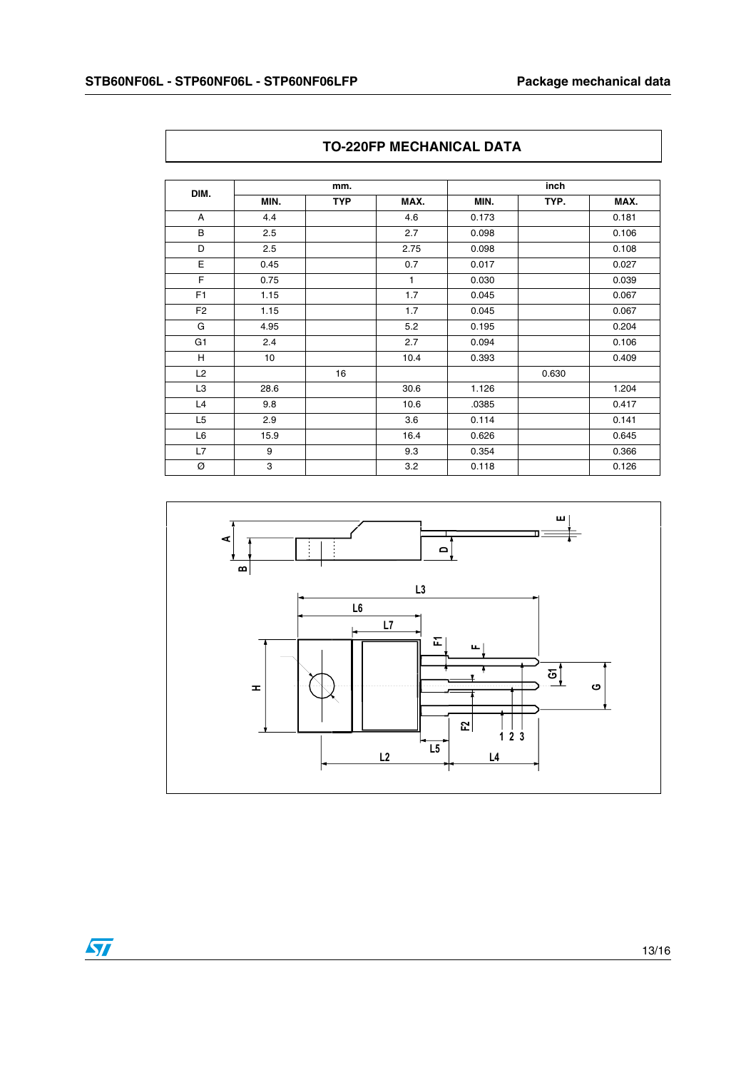## TO-220FP MECHANICAL DATA

| DIM. | mm. | | | inch | | |
|---|---|---|---|---|---|---|
| | MIN. | TYP | MAX. | MIN. | TYP. | MAX. |
| A | 4.4 | | 4.6 | 0.173 | | 0.181 |
| B | 2.5 | | 2.7 | 0.098 | | 0.106 |
| D | 2.5 | | 2.75 | 0.098 | | 0.108 |
| E | 0.45 | | 0.7 | 0.017 | | 0.027 |
| F | 0.75 | | 1 | 0.030 | | 0.039 |
| F1 | 1.15 | | 1.7 | 0.045 | | 0.067 |
| F2 | 1.15 | | 1.7 | 0.045 | | 0.067 |
| G | 4.95 | | 5.2 | 0.195 | | 0.204 |
| G1 | 2.4 | | 2.7 | 0.094 | | 0.106 |
| H | 10 | | 10.4 | 0.393 | | 0.409 |
| L2 | | 16 | | | 0.630 | |
| L3 | 28.6 | | 30.6 | 1.126 | | 1.204 |
| L4 | 9.8 | | 10.6 | .0385 | | 0.417 |
| L5 | 2.9 | | 3.6 | 0.114 | | 0.141 |
| L6 | 15.9 | | 16.4 | 0.626 | | 0.645 |
| L7 | 9 | | 9.3 | 0.354 | | 0.366 |
| Ø | 3 | | 3.2 | 0.118 | | 0.126 |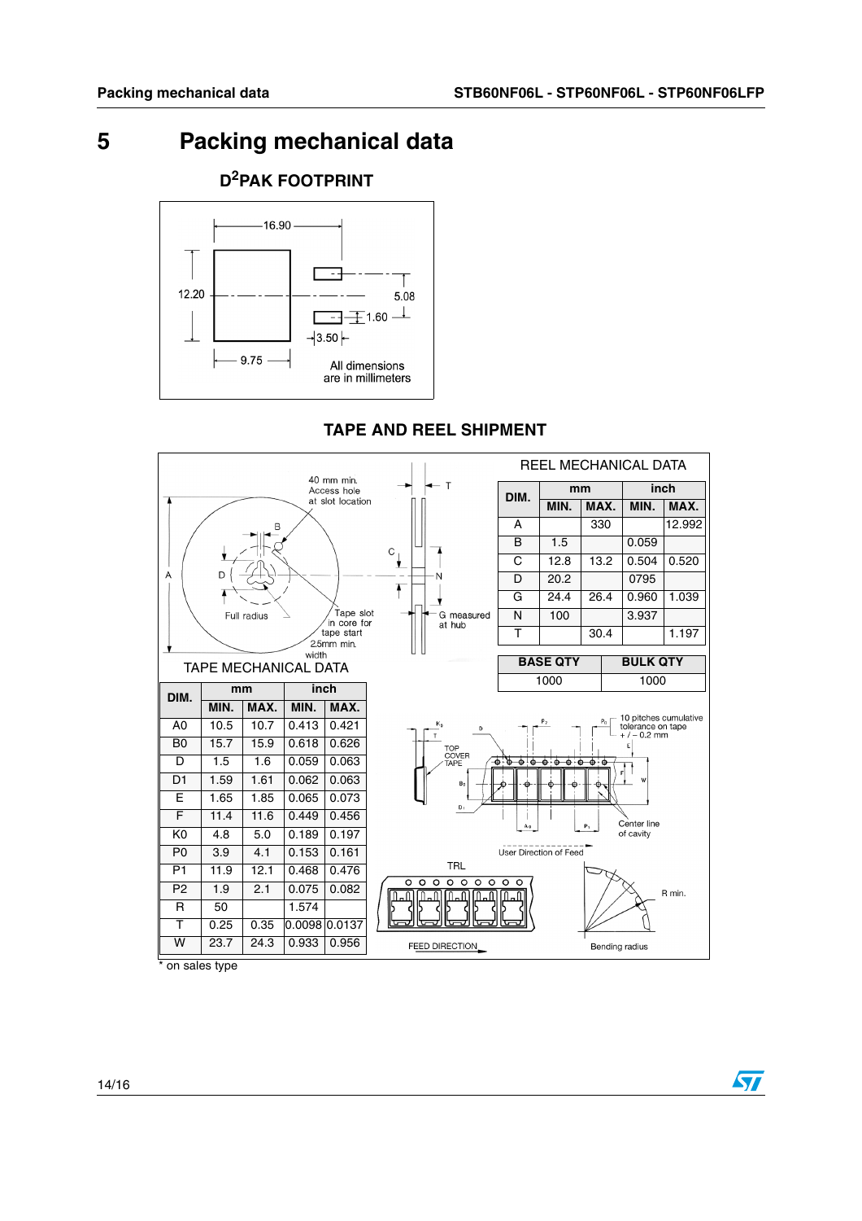# 5 Packing mechanical data

## D²PAK FOOTPRINT

16.90

12.20

5.08

1.60

3.50

9.75

All dimensions are in millimeters

## TAPE AND REEL SHIPMENT

**REEL MECHANICAL DATA**

| DIM. | mm | | inch | |
|---|---|---|---|---|
| | MIN. | MAX. | MIN. | MAX. |
| A | | 330 | | 12.992 |
| B | 1.5 | | 0.059 | |
| C | 12.8 | 13.2 | 0.504 | 0.520 |
| D | 20.2 | | 0795 | |
| G | 24.4 | 26.4 | 0.960 | 1.039 |
| N | 100 | | 3.937 | |
| T | | 30.4 | | 1.197 |

| BASE QTY | BULK QTY |
|---|---|
| 1000 | 1000 |

**TAPE MECHANICAL DATA**

| DIM. | mm | | inch | |
|---|---|---|---|---|
| | MIN. | MAX. | MIN. | MAX. |
| A0 | 10.5 | 10.7 | 0.413 | 0.421 |
| B0 | 15.7 | 15.9 | 0.618 | 0.626 |
| D | 1.5 | 1.6 | 0.059 | 0.063 |
| D1 | 1.59 | 1.61 | 0.062 | 0.063 |
| E | 1.65 | 1.85 | 0.065 | 0.073 |
| F | 11.4 | 11.6 | 0.449 | 0.456 |
| K0 | 4.8 | 5.0 | 0.189 | 0.197 |
| P0 | 3.9 | 4.1 | 0.153 | 0.161 |
| P1 | 11.9 | 12.1 | 0.468 | 0.476 |
| P2 | 1.9 | 2.1 | 0.075 | 0.082 |
| R | 50 | | 1.574 | |
| T | 0.25 | 0.35 | 0.0098 | 0.0137 |
| W | 23.7 | 24.3 | 0.933 | 0.956 |

40 mm min. Access hole at slot location

Full radius

Tape slot in core for tape start 2.5mm min. width

G measured at hub

10 pitches cumulative tolerance on tape +/− 0.2 mm

TOP COVER TAPE

Center line of cavity

User Direction of Feed

TRL

FEED DIRECTION

R min.

Bending radius

\* on sales type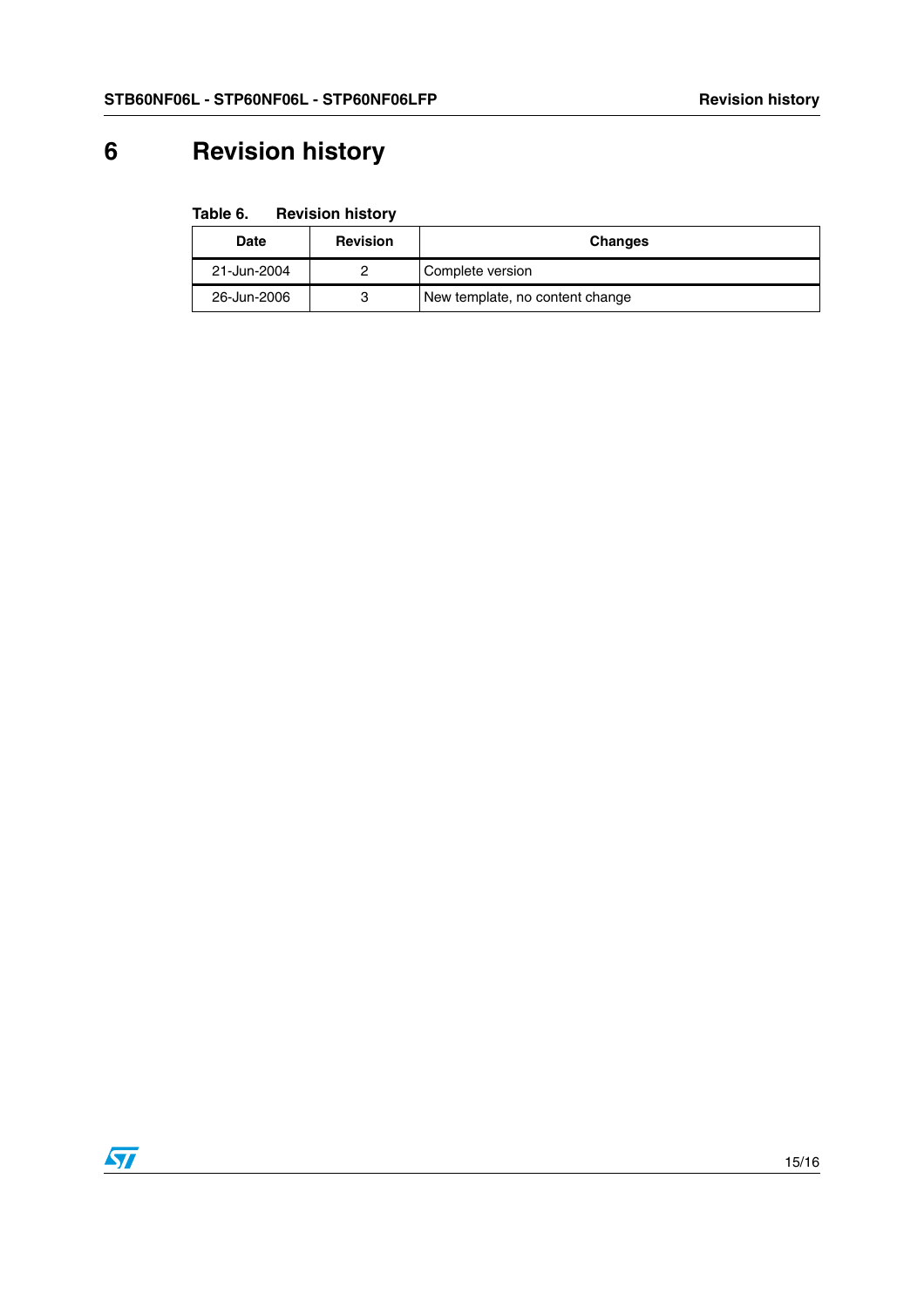# 6 Revision history

**Table 6. Revision history**

| Date | Revision | Changes |
|---|---|---|
| 21-Jun-2004 | 2 | Complete version |
| 26-Jun-2006 | 3 | New template, no content change |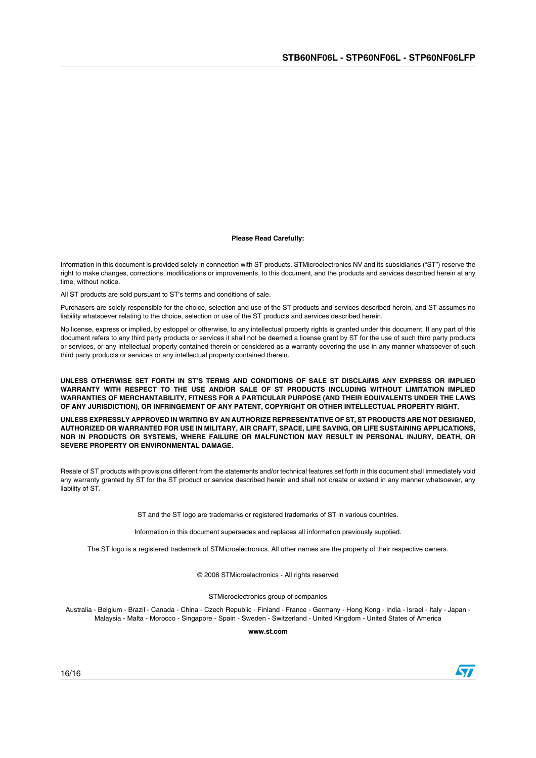**Please Read Carefully:**

Information in this document is provided solely in connection with ST products. STMicroelectronics NV and its subsidiaries ("ST") reserve the right to make changes, corrections, modifications or improvements, to this document, and the products and services described herein at any time, without notice.

All ST products are sold pursuant to ST's terms and conditions of sale.

Purchasers are solely responsible for the choice, selection and use of the ST products and services described herein, and ST assumes no liability whatsoever relating to the choice, selection or use of the ST products and services described herein.

No license, express or implied, by estoppel or otherwise, to any intellectual property rights is granted under this document. If any part of this document refers to any third party products or services it shall not be deemed a license grant by ST for the use of such third party products or services, or any intellectual property contained therein or considered as a warranty covering the use in any manner whatsoever of such third party products or services or any intellectual property contained therein.

**UNLESS OTHERWISE SET FORTH IN ST'S TERMS AND CONDITIONS OF SALE ST DISCLAIMS ANY EXPRESS OR IMPLIED WARRANTY WITH RESPECT TO THE USE AND/OR SALE OF ST PRODUCTS INCLUDING WITHOUT LIMITATION IMPLIED WARRANTIES OF MERCHANTABILITY, FITNESS FOR A PARTICULAR PURPOSE (AND THEIR EQUIVALENTS UNDER THE LAWS OF ANY JURISDICTION), OR INFRINGEMENT OF ANY PATENT, COPYRIGHT OR OTHER INTELLECTUAL PROPERTY RIGHT.**

**UNLESS EXPRESSLY APPROVED IN WRITING BY AN AUTHORIZE REPRESENTATIVE OF ST, ST PRODUCTS ARE NOT DESIGNED, AUTHORIZED OR WARRANTED FOR USE IN MILITARY, AIR CRAFT, SPACE, LIFE SAVING, OR LIFE SUSTAINING APPLICATIONS, NOR IN PRODUCTS OR SYSTEMS, WHERE FAILURE OR MALFUNCTION MAY RESULT IN PERSONAL INJURY, DEATH, OR SEVERE PROPERTY OR ENVIRONMENTAL DAMAGE.**

Resale of ST products with provisions different from the statements and/or technical features set forth in this document shall immediately void any warranty granted by ST for the ST product or service described herein and shall not create or extend in any manner whatsoever, any liability of ST.

ST and the ST logo are trademarks or registered trademarks of ST in various countries.

Information in this document supersedes and replaces all information previously supplied.

The ST logo is a registered trademark of STMicroelectronics. All other names are the property of their respective owners.

© 2006 STMicroelectronics - All rights reserved

STMicroelectronics group of companies

Australia - Belgium - Brazil - Canada - China - Czech Republic - Finland - France - Germany - Hong Kong - India - Israel - Italy - Japan - Malaysia - Malta - Morocco - Singapore - Spain - Sweden - Switzerland - United Kingdom - United States of America

**www.st.com**